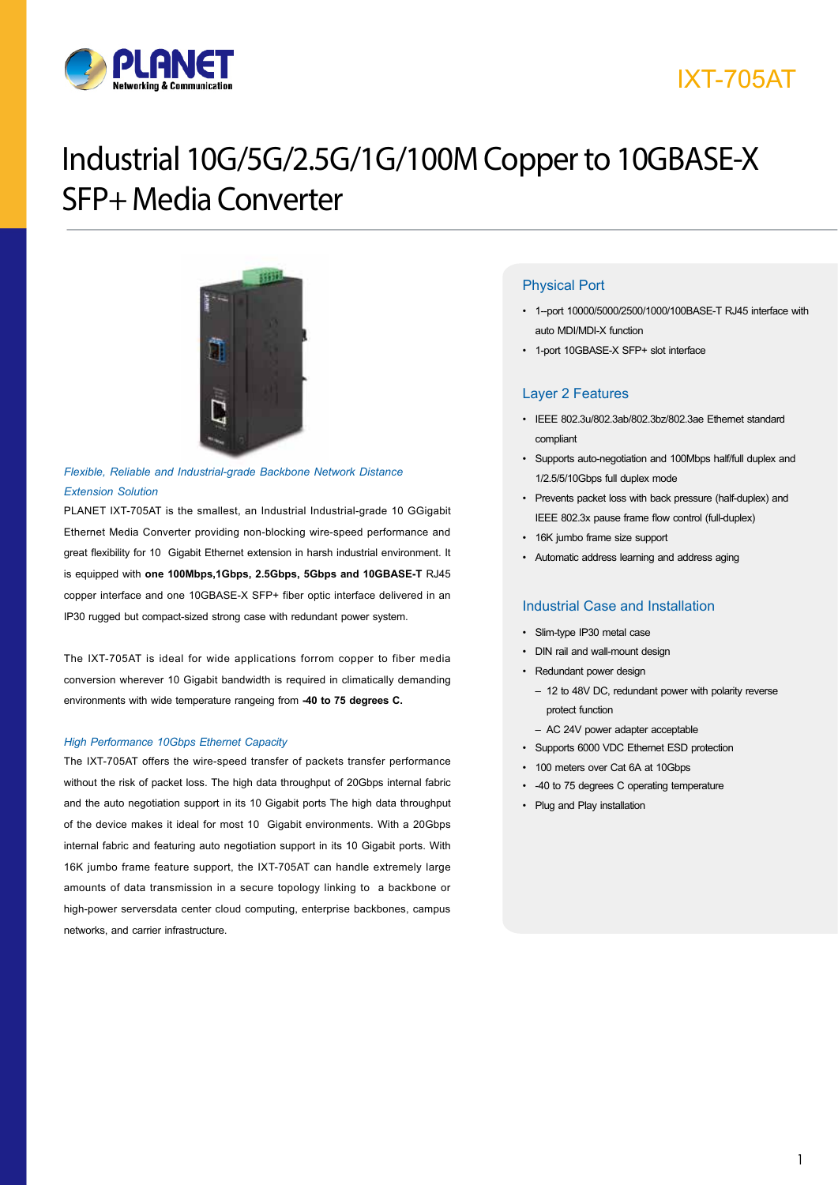IXT-705AT

# Industrial 10G/5G/2.5G/1G/100M Copper to 10GBASE-X SFP+ Media Converter

*Flexible, Reliable and Industrial-grade Backbone Network Distance Extension Solution*

PLANET IXT-705AT is the smallest, an Industrial Industrial-grade 10 GGigabit Ethernet Media Converter providing non-blocking wire-speed performance and great flexibility for 10 Gigabit Ethernet extension in harsh industrial environment. It is equipped with **one 100Mbps,1Gbps, 2.5Gbps, 5Gbps and 10GBASE-T** RJ45 copper interface and one 10GBASE-X SFP+ fiber optic interface delivered in an IP30 rugged but compact-sized strong case with redundant power system.

The IXT-705AT is ideal for wide applications forrom copper to fiber media conversion wherever 10 Gigabit bandwidth is required in climatically demanding environments with wide temperature rangeing from **-40 to 75 degrees C.**

*High Performance 10Gbps Ethernet Capacity*

The IXT-705AT offers the wire-speed transfer of packets transfer performance without the risk of packet loss. The high data throughput of 20Gbps internal fabric and the auto negotiation support in its 10 Gigabit ports The high data throughput of the device makes it ideal for most 10 Gigabit environments. With a 20Gbps internal fabric and featuring auto negotiation support in its 10 Gigabit ports. With 16K jumbo frame feature support, the IXT-705AT can handle extremely large amounts of data transmission in a secure topology linking to a backbone or high-power serversdata center cloud computing, enterprise backbones, campus networks, and carrier infrastructure.

## Physical Port

- 1–port 10000/5000/2500/1000/100BASE-T RJ45 interface with auto MDI/MDI-X function
- 1-port 10GBASE-X SFP+ slot interface

## Layer 2 Features

- IEEE 802.3u/802.3ab/802.3bz/802.3ae Ethernet standard compliant
- Supports auto-negotiation and 100Mbps half/full duplex and 1/2.5/5/10Gbps full duplex mode
- Prevents packet loss with back pressure (half-duplex) and IEEE 802.3x pause frame flow control (full-duplex)
- 16K jumbo frame size support
- Automatic address learning and address aging

## Industrial Case and Installation

- Slim-type IP30 metal case
- DIN rail and wall-mount design
- Redundant power design
  - 12 to 48V DC, redundant power with polarity reverse protect function
  - AC 24V power adapter acceptable
- Supports 6000 VDC Ethernet ESD protection
- 100 meters over Cat 6A at 10Gbps
- -40 to 75 degrees C operating temperature
- Plug and Play installation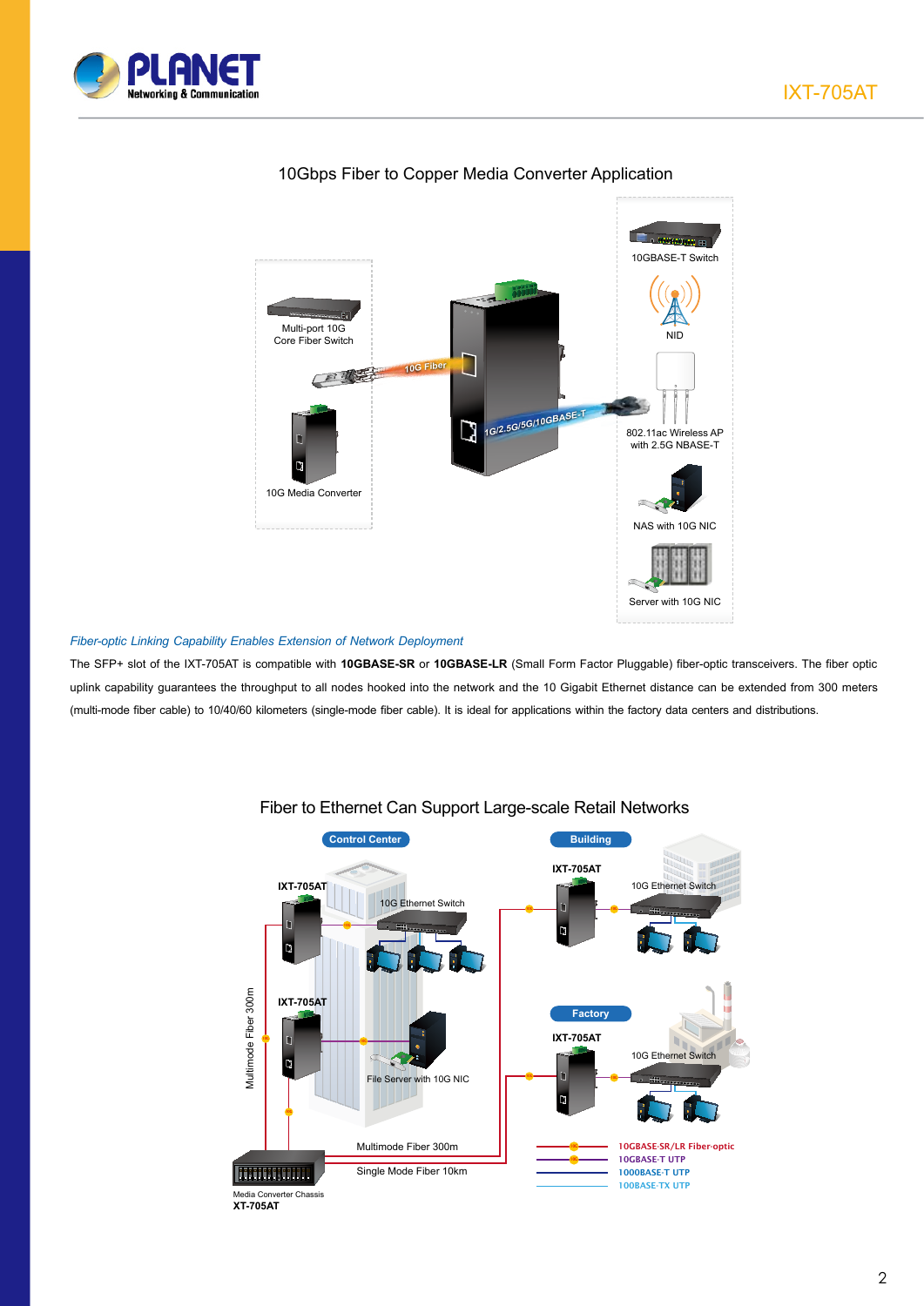## 10Gbps Fiber to Copper Media Converter Application

Multi-port 10G Core Fiber Switch

10G Fiber

10G Media Converter

1G/2.5G/5G/10GBASE-T

10GBASE-T Switch

NID

802.11ac Wireless AP with 2.5G NBASE-T

NAS with 10G NIC

Server with 10G NIC

*Fiber-optic Linking Capability Enables Extension of Network Deployment*

The SFP+ slot of the IXT-705AT is compatible with **10GBASE-SR** or **10GBASE-LR** (Small Form Factor Pluggable) fiber-optic transceivers. The fiber optic uplink capability guarantees the throughput to all nodes hooked into the network and the 10 Gigabit Ethernet distance can be extended from 300 meters (multi-mode fiber cable) to 10/40/60 kilometers (single-mode fiber cable). It is ideal for applications within the factory data centers and distributions.

## Fiber to Ethernet Can Support Large-scale Retail Networks

Control Center

IXT-705AT

10G Ethernet Switch

IXT-705AT

File Server with 10G NIC

Multimode Fiber 300m

Building

IXT-705AT

10G Ethernet Switch

Factory

IXT-705AT

10G Ethernet Switch

Multimode Fiber 300m

Single Mode Fiber 10km

Media Converter Chassis
XT-705AT

10GBASE-SR/LR Fiber-optic
10GBASE-T UTP
1000BASE-T UTP
100BASE-TX UTP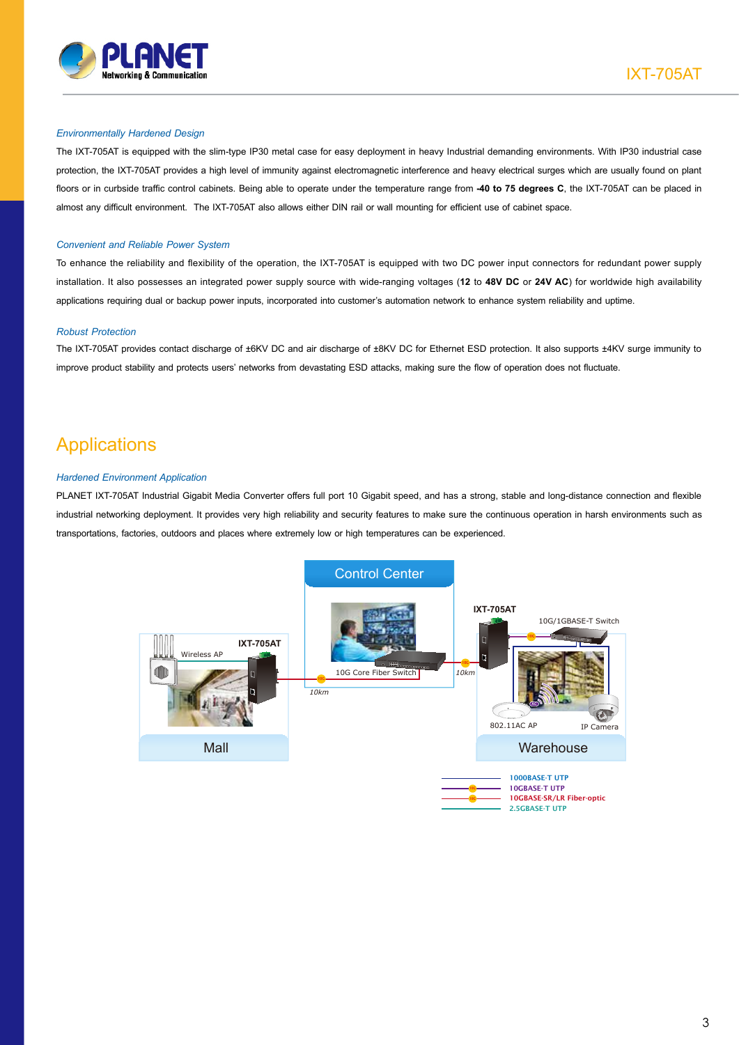*Environmentally Hardened Design*

The IXT-705AT is equipped with the slim-type IP30 metal case for easy deployment in heavy Industrial demanding environments. With IP30 industrial case protection, the IXT-705AT provides a high level of immunity against electromagnetic interference and heavy electrical surges which are usually found on plant floors or in curbside traffic control cabinets. Being able to operate under the temperature range from **-40 to 75 degrees C**, the IXT-705AT can be placed in almost any difficult environment. The IXT-705AT also allows either DIN rail or wall mounting for efficient use of cabinet space.

*Convenient and Reliable Power System*

To enhance the reliability and flexibility of the operation, the IXT-705AT is equipped with two DC power input connectors for redundant power supply installation. It also possesses an integrated power supply source with wide-ranging voltages (**12** to **48V DC** or **24V AC**) for worldwide high availability applications requiring dual or backup power inputs, incorporated into customer's automation network to enhance system reliability and uptime.

*Robust Protection*

The IXT-705AT provides contact discharge of ±6KV DC and air discharge of ±8KV DC for Ethernet ESD protection. It also supports ±4KV surge immunity to improve product stability and protects users' networks from devastating ESD attacks, making sure the flow of operation does not fluctuate.

# Applications

*Hardened Environment Application*

PLANET IXT-705AT Industrial Gigabit Media Converter offers full port 10 Gigabit speed, and has a strong, stable and long-distance connection and flexible industrial networking deployment. It provides very high reliability and security features to make sure the continuous operation in harsh environments such as transportations, factories, outdoors and places where extremely low or high temperatures can be experienced.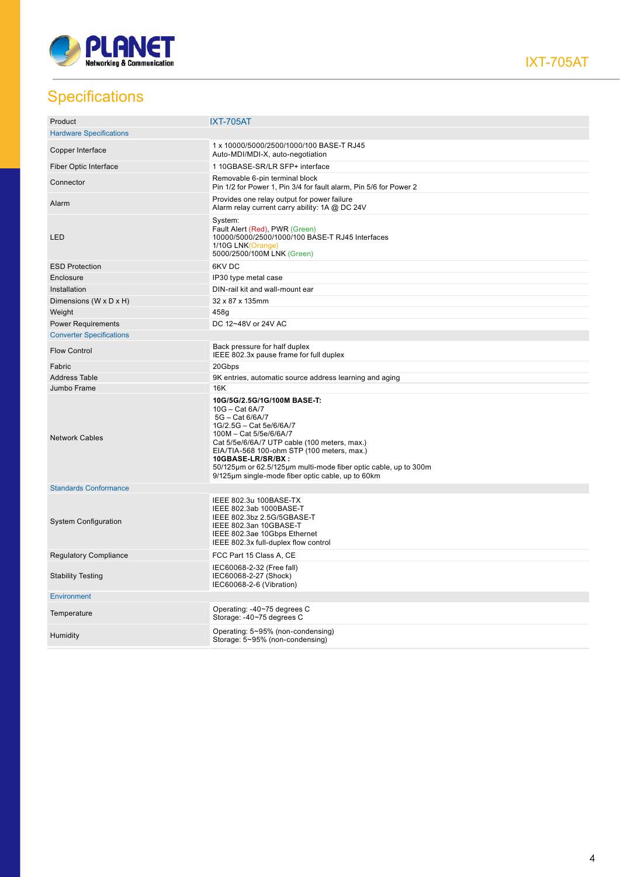## Specifications

| Product | IXT-705AT |
|---|---|
| **Hardware Specifications** | |
| Copper Interface | 1 x 10000/5000/2500/1000/100 BASE-T RJ45<br>Auto-MDI/MDI-X, auto-negotiation |
| Fiber Optic Interface | 1 10GBASE-SR/LR SFP+ interface |
| Connector | Removable 6-pin terminal block<br>Pin 1/2 for Power 1, Pin 3/4 for fault alarm, Pin 5/6 for Power 2 |
| Alarm | Provides one relay output for power failure<br>Alarm relay current carry ability: 1A @ DC 24V |
| LED | System:<br>Fault Alert (Red), PWR (Green)<br>10000/5000/2500/1000/100 BASE-T RJ45 Interfaces<br>1/10G LNK(Orange)<br>5000/2500/100M LNK (Green) |
| ESD Protection | 6KV DC |
| Enclosure | IP30 type metal case |
| Installation | DIN-rail kit and wall-mount ear |
| Dimensions (W x D x H) | 32 x 87 x 135mm |
| Weight | 458g |
| Power Requirements | DC 12~48V or 24V AC |
| **Converter Specifications** | |
| Flow Control | Back pressure for half duplex<br>IEEE 802.3x pause frame for full duplex |
| Fabric | 20Gbps |
| Address Table | 9K entries, automatic source address learning and aging |
| Jumbo Frame | 16K |
| Network Cables | **10G/5G/2.5G/1G/100M BASE-T:**<br>10G – Cat 6A/7<br>5G – Cat 6/6A/7<br>1G/2.5G – Cat 5e/6/6A/7<br>100M – Cat 5/5e/6/6A/7<br>Cat 5/5e/6/6A/7 UTP cable (100 meters, max.)<br>EIA/TIA-568 100-ohm STP (100 meters, max.)<br>**10GBASE-LR/SR/BX :**<br>50/125µm or 62.5/125µm multi-mode fiber optic cable, up to 300m<br>9/125µm single-mode fiber optic cable, up to 60km |
| **Standards Conformance** | |
| System Configuration | IEEE 802.3u 100BASE-TX<br>IEEE 802.3ab 1000BASE-T<br>IEEE 802.3bz 2.5G/5GBASE-T<br>IEEE 802.3an 10GBASE-T<br>IEEE 802.3ae 10Gbps Ethernet<br>IEEE 802.3x full-duplex flow control |
| Regulatory Compliance | FCC Part 15 Class A, CE |
| Stability Testing | IEC60068-2-32 (Free fall)<br>IEC60068-2-27 (Shock)<br>IEC60068-2-6 (Vibration) |
| **Environment** | |
| Temperature | Operating: -40~75 degrees C<br>Storage: -40~75 degrees C |
| Humidity | Operating: 5~95% (non-condensing)<br>Storage: 5~95% (non-condensing) |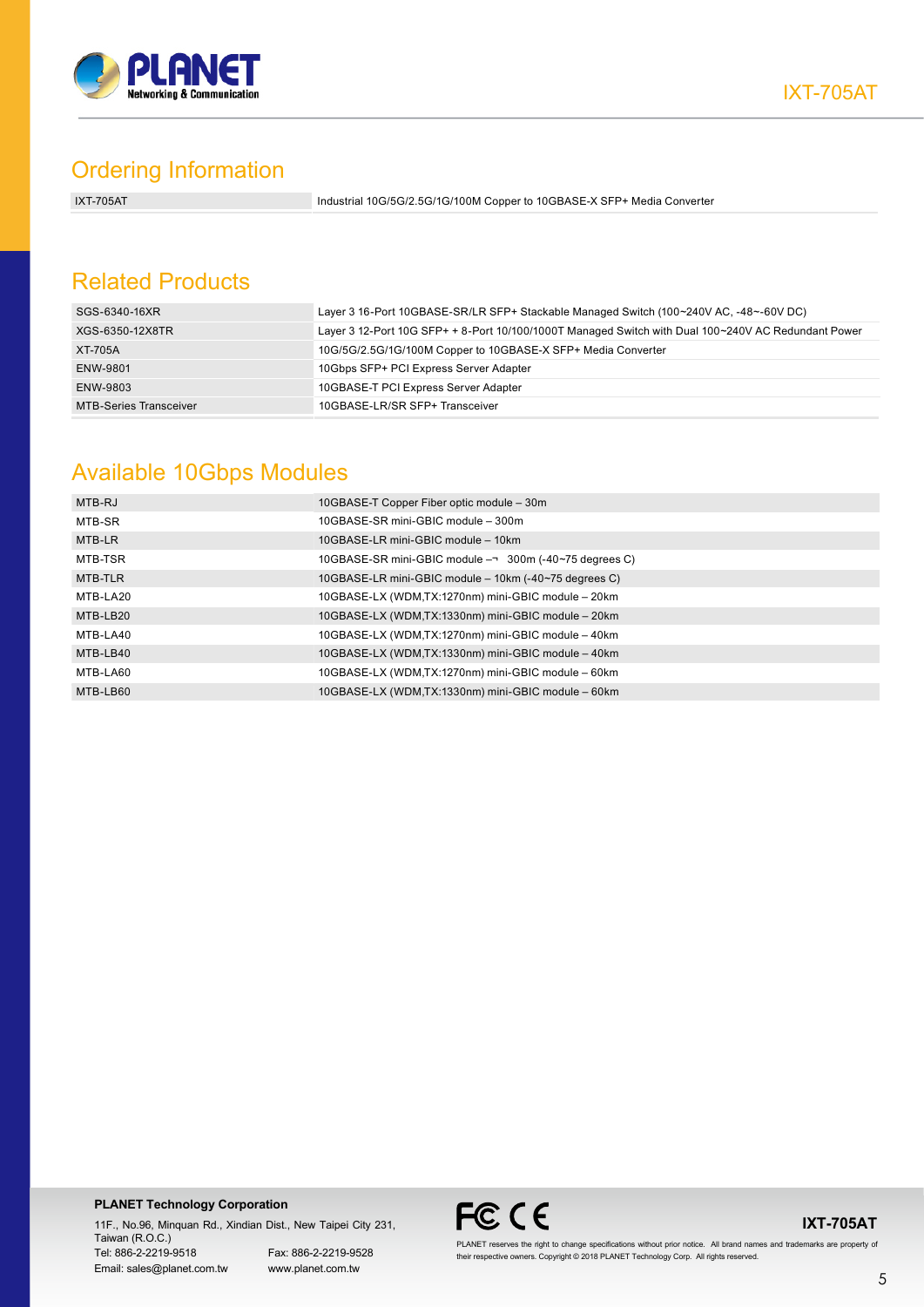## Ordering Information

| | |
|---|---|
| IXT-705AT | Industrial 10G/5G/2.5G/1G/100M Copper to 10GBASE-X SFP+ Media Converter |

## Related Products

| | |
|---|---|
| SGS-6340-16XR | Layer 3 16-Port 10GBASE-SR/LR SFP+ Stackable Managed Switch (100~240V AC, -48~-60V DC) |
| XGS-6350-12X8TR | Layer 3 12-Port 10G SFP+ + 8-Port 10/100/1000T Managed Switch with Dual 100~240V AC Redundant Power |
| XT-705A | 10G/5G/2.5G/1G/100M Copper to 10GBASE-X SFP+ Media Converter |
| ENW-9801 | 10Gbps SFP+ PCI Express Server Adapter |
| ENW-9803 | 10GBASE-T PCI Express Server Adapter |
| MTB-Series Transceiver | 10GBASE-LR/SR SFP+ Transceiver |

## Available 10Gbps Modules

| | |
|---|---|
| MTB-RJ | 10GBASE-T Copper Fiber optic module – 30m |
| MTB-SR | 10GBASE-SR mini-GBIC module – 300m |
| MTB-LR | 10GBASE-LR mini-GBIC module – 10km |
| MTB-TSR | 10GBASE-SR mini-GBIC module –¬ 300m (-40~75 degrees C) |
| MTB-TLR | 10GBASE-LR mini-GBIC module – 10km (-40~75 degrees C) |
| MTB-LA20 | 10GBASE-LX (WDM,TX:1270nm) mini-GBIC module – 20km |
| MTB-LB20 | 10GBASE-LX (WDM,TX:1330nm) mini-GBIC module – 20km |
| MTB-LA40 | 10GBASE-LX (WDM,TX:1270nm) mini-GBIC module – 40km |
| MTB-LB40 | 10GBASE-LX (WDM,TX:1330nm) mini-GBIC module – 40km |
| MTB-LA60 | 10GBASE-LX (WDM,TX:1270nm) mini-GBIC module – 60km |
| MTB-LB60 | 10GBASE-LX (WDM,TX:1330nm) mini-GBIC module – 60km |

**PLANET Technology Corporation**

11F., No.96, Minquan Rd., Xindian Dist., New Taipei City 231, Taiwan (R.O.C.)
Tel: 886-2-2219-9518 Fax: 886-2-2219-9528
Email: sales@planet.com.tw www.planet.com.tw

**IXT-705AT**

PLANET reserves the right to change specifications without prior notice. All brand names and trademarks are property of their respective owners. Copyright © 2018 PLANET Technology Corp. All rights reserved.